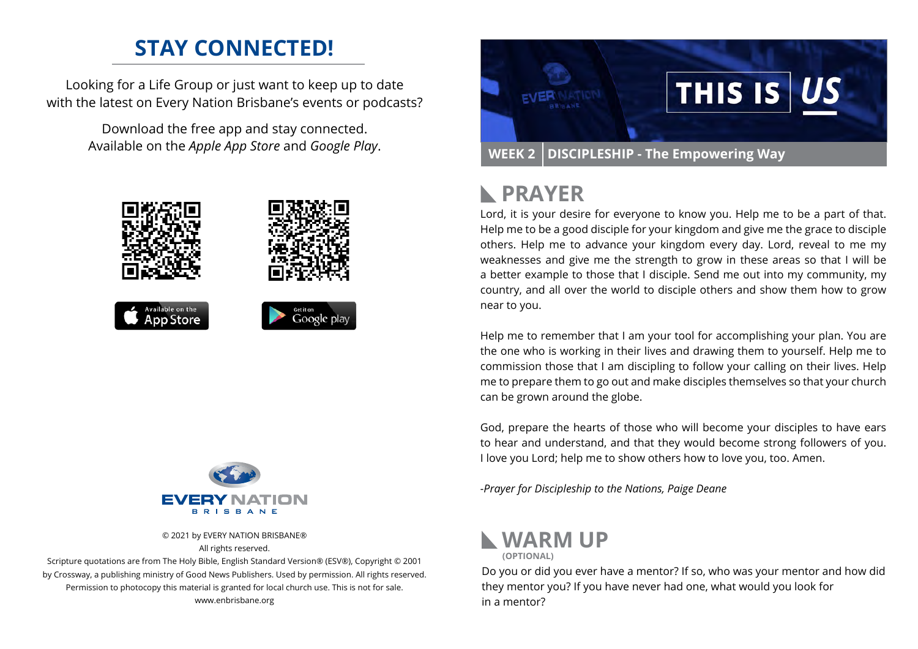## STAY CONNECTED!

Looking for a Life Group or just want to keep up to date with the latest on Every Nation Brisbane's events or podcasts?

Download the free app and stay connected.
Available on the *Apple App Store* and *Google Play*.

Available on the App Store

Get it on Google play

EVERY NATION
BRISBANE

© 2021 by EVERY NATION BRISBANE®
All rights reserved.
Scripture quotations are from The Holy Bible, English Standard Version® (ESV®), Copyright © 2001 by Crossway, a publishing ministry of Good News Publishers. Used by permission. All rights reserved.
Permission to photocopy this material is granted for local church use. This is not for sale.
www.enbrisbane.org

# THIS IS US

**WEEK 2 | DISCIPLESHIP - The Empowering Way**

## PRAYER

Lord, it is your desire for everyone to know you. Help me to be a part of that. Help me to be a good disciple for your kingdom and give me the grace to disciple others. Help me to advance your kingdom every day. Lord, reveal to me my weaknesses and give me the strength to grow in these areas so that I will be a better example to those that I disciple. Send me out into my community, my country, and all over the world to disciple others and show them how to grow near to you.

Help me to remember that I am your tool for accomplishing your plan. You are the one who is working in their lives and drawing them to yourself. Help me to commission those that I am discipling to follow your calling on their lives. Help me to prepare them to go out and make disciples themselves so that your church can be grown around the globe.

God, prepare the hearts of those who will become your disciples to have ears to hear and understand, and that they would become strong followers of you. I love you Lord; help me to show others how to love you, too. Amen.

*-Prayer for Discipleship to the Nations, Paige Deane*

## WARM UP

**(OPTIONAL)**

Do you or did you ever have a mentor? If so, who was your mentor and how did they mentor you? If you have never had one, what would you look for in a mentor?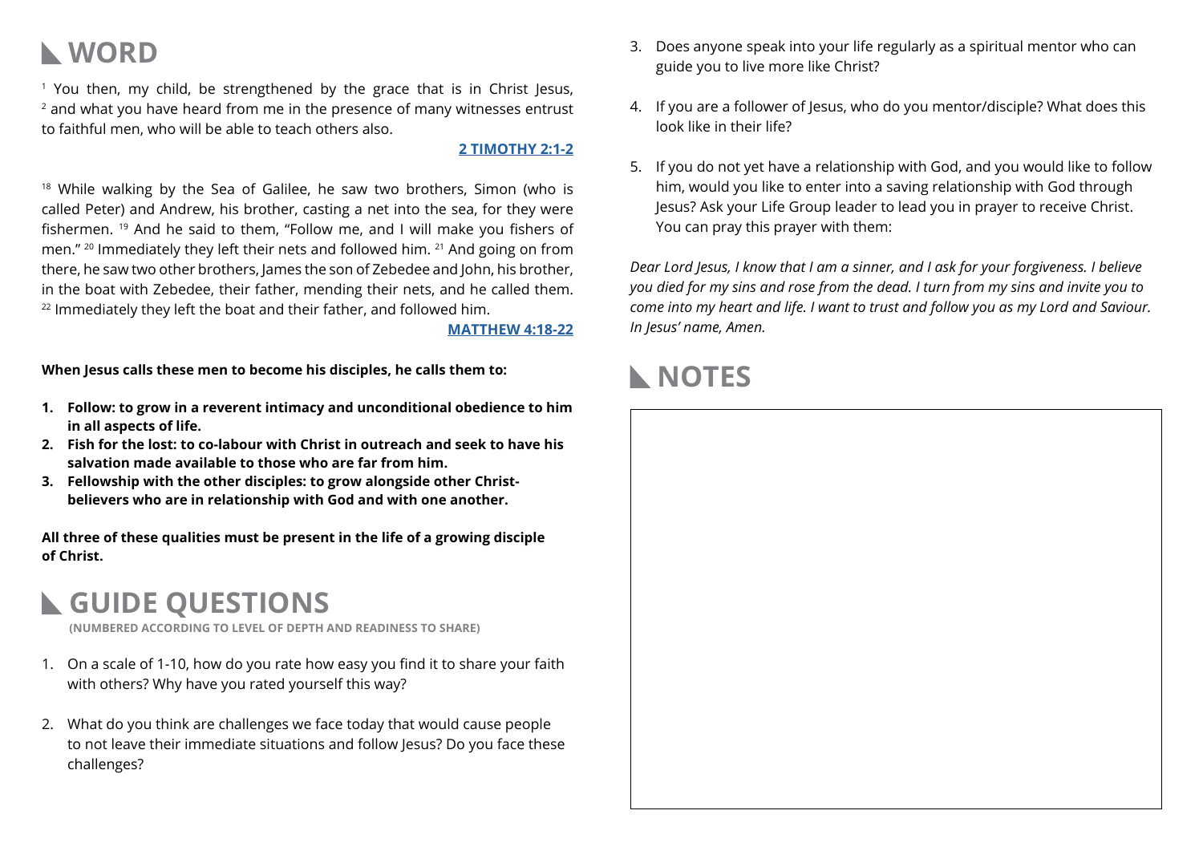## WORD

[1] You then, my child, be strengthened by the grace that is in Christ Jesus, [2] and what you have heard from me in the presence of many witnesses entrust to faithful men, who will be able to teach others also.

**2 TIMOTHY 2:1-2**

[18] While walking by the Sea of Galilee, he saw two brothers, Simon (who is called Peter) and Andrew, his brother, casting a net into the sea, for they were fishermen. [19] And he said to them, "Follow me, and I will make you fishers of men." [20] Immediately they left their nets and followed him. [21] And going on from there, he saw two other brothers, James the son of Zebedee and John, his brother, in the boat with Zebedee, their father, mending their nets, and he called them. [22] Immediately they left the boat and their father, and followed him.

**MATTHEW 4:18-22**

**When Jesus calls these men to become his disciples, he calls them to:**

1. **Follow: to grow in a reverent intimacy and unconditional obedience to him in all aspects of life.**
2. **Fish for the lost: to co-labour with Christ in outreach and seek to have his salvation made available to those who are far from him.**
3. **Fellowship with the other disciples: to grow alongside other Christ-believers who are in relationship with God and with one another.**

**All three of these qualities must be present in the life of a growing disciple of Christ.**

## GUIDE QUESTIONS

**(NUMBERED ACCORDING TO LEVEL OF DEPTH AND READINESS TO SHARE)**

1. On a scale of 1-10, how do you rate how easy you find it to share your faith with others? Why have you rated yourself this way?
2. What do you think are challenges we face today that would cause people to not leave their immediate situations and follow Jesus? Do you face these challenges?
3. Does anyone speak into your life regularly as a spiritual mentor who can guide you to live more like Christ?
4. If you are a follower of Jesus, who do you mentor/disciple? What does this look like in their life?
5. If you do not yet have a relationship with God, and you would like to follow him, would you like to enter into a saving relationship with God through Jesus? Ask your Life Group leader to lead you in prayer to receive Christ. You can pray this prayer with them:

*Dear Lord Jesus, I know that I am a sinner, and I ask for your forgiveness. I believe you died for my sins and rose from the dead. I turn from my sins and invite you to come into my heart and life. I want to trust and follow you as my Lord and Saviour. In Jesus' name, Amen.*

## NOTES